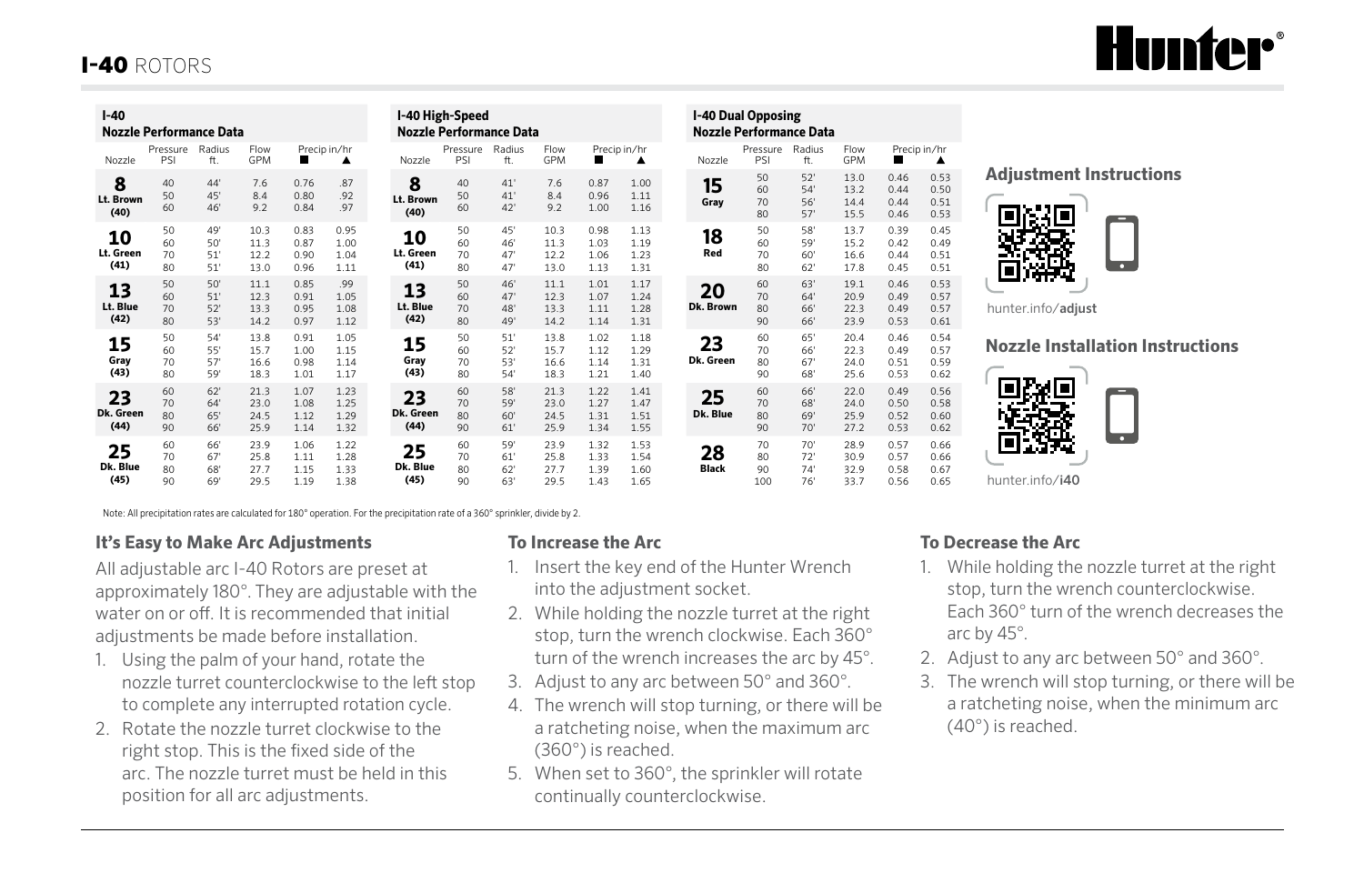# I-40 ROTORS

### I-40 Nozzle Performance Data

| Nozzle | Pressure PSI | Radius ft. | Flow GPM | Precip in/hr ■ | Precip in/hr ▲ |
|---|---|---|---|---|---|
| **8 Lt. Brown (40)** | 40 | 44' | 7.6 | 0.76 | .87 |
| | 50 | 45' | 8.4 | 0.80 | .92 |
| | 60 | 46' | 9.2 | 0.84 | .97 |
| **10 Lt. Green (41)** | 50 | 49' | 10.3 | 0.83 | 0.95 |
| | 60 | 50' | 11.3 | 0.87 | 1.00 |
| | 70 | 51' | 12.2 | 0.90 | 1.04 |
| | 80 | 51' | 13.0 | 0.96 | 1.11 |
| **13 Lt. Blue (42)** | 50 | 50' | 11.1 | 0.85 | .99 |
| | 60 | 51' | 12.3 | 0.91 | 1.05 |
| | 70 | 52' | 13.3 | 0.95 | 1.08 |
| | 80 | 53' | 14.2 | 0.97 | 1.12 |
| **15 Gray (43)** | 50 | 54' | 13.8 | 0.91 | 1.05 |
| | 60 | 55' | 15.7 | 1.00 | 1.15 |
| | 70 | 57' | 16.6 | 0.98 | 1.14 |
| | 80 | 59' | 18.3 | 1.01 | 1.17 |
| **23 Dk. Green (44)** | 60 | 62' | 21.3 | 1.07 | 1.23 |
| | 70 | 64' | 23.0 | 1.08 | 1.25 |
| | 80 | 65' | 24.5 | 1.12 | 1.29 |
| | 90 | 66' | 25.9 | 1.14 | 1.32 |
| **25 Dk. Blue (45)** | 60 | 66' | 23.9 | 1.06 | 1.22 |
| | 70 | 67' | 25.8 | 1.11 | 1.28 |
| | 80 | 68' | 27.7 | 1.15 | 1.33 |
| | 90 | 69' | 29.5 | 1.19 | 1.38 |

### I-40 High-Speed Nozzle Performance Data

| Nozzle | Pressure PSI | Radius ft. | Flow GPM | Precip in/hr ■ | Precip in/hr ▲ |
|---|---|---|---|---|---|
| **8 Lt. Brown (40)** | 40 | 41' | 7.6 | 0.87 | 1.00 |
| | 50 | 41' | 8.4 | 0.96 | 1.11 |
| | 60 | 42' | 9.2 | 1.00 | 1.16 |
| **10 Lt. Green (41)** | 50 | 45' | 10.3 | 0.98 | 1.13 |
| | 60 | 46' | 11.3 | 1.03 | 1.19 |
| | 70 | 47' | 12.2 | 1.06 | 1.23 |
| | 80 | 47' | 13.0 | 1.13 | 1.31 |
| **13 Lt. Blue (42)** | 50 | 46' | 11.1 | 1.01 | 1.17 |
| | 60 | 47' | 12.3 | 1.07 | 1.24 |
| | 70 | 48' | 13.3 | 1.11 | 1.28 |
| | 80 | 49' | 14.2 | 1.14 | 1.31 |
| **15 Gray (43)** | 50 | 51' | 13.8 | 1.02 | 1.18 |
| | 60 | 52' | 15.7 | 1.12 | 1.29 |
| | 70 | 53' | 16.6 | 1.14 | 1.31 |
| | 80 | 54' | 18.3 | 1.21 | 1.40 |
| **23 Dk. Green (44)** | 60 | 58' | 21.3 | 1.22 | 1.41 |
| | 70 | 59' | 23.0 | 1.27 | 1.47 |
| | 80 | 60' | 24.5 | 1.31 | 1.51 |
| | 90 | 61' | 25.9 | 1.34 | 1.55 |
| **25 Dk. Blue (45)** | 60 | 59' | 23.9 | 1.32 | 1.53 |
| | 70 | 61' | 25.8 | 1.33 | 1.54 |
| | 80 | 62' | 27.7 | 1.39 | 1.60 |
| | 90 | 63' | 29.5 | 1.43 | 1.65 |

### I-40 Dual Opposing Nozzle Performance Data

| Nozzle | Pressure PSI | Radius ft. | Flow GPM | Precip in/hr ■ | Precip in/hr ▲ |
|---|---|---|---|---|---|
| **15 Gray** | 50 | 52' | 13.0 | 0.46 | 0.53 |
| | 60 | 54' | 13.2 | 0.44 | 0.50 |
| | 70 | 56' | 14.4 | 0.44 | 0.51 |
| | 80 | 57' | 15.5 | 0.46 | 0.53 |
| **18 Red** | 50 | 58' | 13.7 | 0.39 | 0.45 |
| | 60 | 59' | 15.2 | 0.42 | 0.49 |
| | 70 | 60' | 16.6 | 0.44 | 0.51 |
| | 80 | 62' | 17.8 | 0.45 | 0.51 |
| **20 Dk. Brown** | 60 | 63' | 19.1 | 0.46 | 0.53 |
| | 70 | 64' | 20.9 | 0.49 | 0.57 |
| | 80 | 66' | 22.3 | 0.49 | 0.57 |
| | 90 | 66' | 23.9 | 0.53 | 0.61 |
| **23 Dk. Green** | 60 | 65' | 20.4 | 0.46 | 0.54 |
| | 70 | 66' | 22.3 | 0.49 | 0.57 |
| | 80 | 67' | 24.0 | 0.51 | 0.59 |
| | 90 | 68' | 25.6 | 0.53 | 0.62 |
| **25 Dk. Blue** | 60 | 66' | 22.0 | 0.49 | 0.56 |
| | 70 | 68' | 24.0 | 0.50 | 0.58 |
| | 80 | 69' | 25.9 | 0.52 | 0.60 |
| | 90 | 70' | 27.2 | 0.53 | 0.62 |
| **28 Black** | 70 | 70' | 28.9 | 0.57 | 0.66 |
| | 80 | 72' | 30.9 | 0.57 | 0.66 |
| | 90 | 74' | 32.9 | 0.58 | 0.67 |
| | 100 | 76' | 33.7 | 0.56 | 0.65 |

Note: All precipitation rates are calculated for 180° operation. For the precipitation rate of a 360° sprinkler, divide by 2.

### Adjustment Instructions

hunter.info/**adjust**

### Nozzle Installation Instructions

hunter.info/**i40**

### It's Easy to Make Arc Adjustments

All adjustable arc I-40 Rotors are preset at approximately 180°. They are adjustable with the water on or off. It is recommended that initial adjustments be made before installation.

1. Using the palm of your hand, rotate the nozzle turret counterclockwise to the left stop to complete any interrupted rotation cycle.
2. Rotate the nozzle turret clockwise to the right stop. This is the fixed side of the arc. The nozzle turret must be held in this position for all arc adjustments.

### To Increase the Arc

1. Insert the key end of the Hunter Wrench into the adjustment socket.
2. While holding the nozzle turret at the right stop, turn the wrench clockwise. Each 360° turn of the wrench increases the arc by 45°.
3. Adjust to any arc between 50° and 360°.
4. The wrench will stop turning, or there will be a ratcheting noise, when the maximum arc (360°) is reached.
5. When set to 360°, the sprinkler will rotate continually counterclockwise.

### To Decrease the Arc

1. While holding the nozzle turret at the right stop, turn the wrench counterclockwise. Each 360° turn of the wrench decreases the arc by 45°.
2. Adjust to any arc between 50° and 360°.
3. The wrench will stop turning, or there will be a ratcheting noise, when the minimum arc (40°) is reached.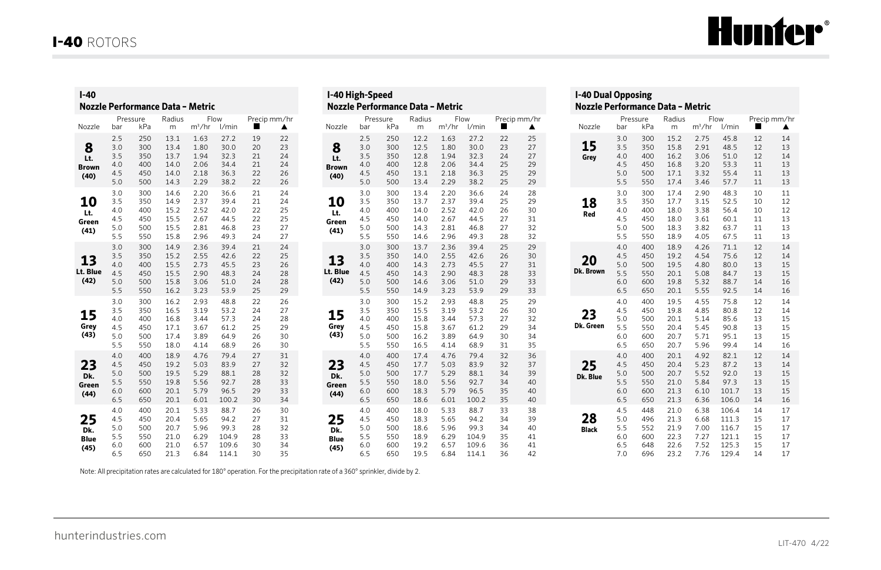# I-40 ROTORS

## I-40 Nozzle Performance Data – Metric

| Nozzle | Pressure bar | Pressure kPa | Radius m | Flow m³/hr | Flow l/min | Precip mm/hr ■ | Precip mm/hr ▲ |
|---|---|---|---|---|---|---|---|
| **8** Lt. Brown (40) | 2.5 | 250 | 13.1 | 1.63 | 27.2 | 19 | 22 |
| | 3.0 | 300 | 13.4 | 1.80 | 30.0 | 20 | 23 |
| | 3.5 | 350 | 13.7 | 1.94 | 32.3 | 21 | 24 |
| | 4.0 | 400 | 14.0 | 2.06 | 34.4 | 21 | 24 |
| | 4.5 | 450 | 14.0 | 2.18 | 36.3 | 22 | 26 |
| | 5.0 | 500 | 14.3 | 2.29 | 38.2 | 22 | 26 |
| **10** Lt. Green (41) | 3.0 | 300 | 14.6 | 2.20 | 36.6 | 21 | 24 |
| | 3.5 | 350 | 14.9 | 2.37 | 39.4 | 21 | 24 |
| | 4.0 | 400 | 15.2 | 2.52 | 42.0 | 22 | 25 |
| | 4.5 | 450 | 15.5 | 2.67 | 44.5 | 22 | 25 |
| | 5.0 | 500 | 15.5 | 2.81 | 46.8 | 23 | 27 |
| | 5.5 | 550 | 15.8 | 2.96 | 49.3 | 24 | 27 |
| **13** Lt. Blue (42) | 3.0 | 300 | 14.9 | 2.36 | 39.4 | 21 | 24 |
| | 3.5 | 350 | 15.2 | 2.55 | 42.6 | 22 | 25 |
| | 4.0 | 400 | 15.5 | 2.73 | 45.5 | 23 | 26 |
| | 4.5 | 450 | 15.5 | 2.90 | 48.3 | 24 | 28 |
| | 5.0 | 500 | 15.8 | 3.06 | 51.0 | 24 | 28 |
| | 5.5 | 550 | 16.2 | 3.23 | 53.9 | 25 | 29 |
| **15** Grey (43) | 3.0 | 300 | 16.2 | 2.93 | 48.8 | 22 | 26 |
| | 3.5 | 350 | 16.5 | 3.19 | 53.2 | 24 | 27 |
| | 4.0 | 400 | 16.8 | 3.44 | 57.3 | 24 | 28 |
| | 4.5 | 450 | 17.1 | 3.67 | 61.2 | 25 | 29 |
| | 5.0 | 500 | 17.4 | 3.89 | 64.9 | 26 | 30 |
| | 5.5 | 550 | 18.0 | 4.14 | 68.9 | 26 | 30 |
| **23** Dk. Green (44) | 4.0 | 400 | 18.9 | 4.76 | 79.4 | 27 | 31 |
| | 4.5 | 450 | 19.2 | 5.03 | 83.9 | 27 | 32 |
| | 5.0 | 500 | 19.5 | 5.29 | 88.1 | 28 | 32 |
| | 5.5 | 550 | 19.8 | 5.56 | 92.7 | 28 | 33 |
| | 6.0 | 600 | 20.1 | 5.79 | 96.5 | 29 | 33 |
| | 6.5 | 650 | 20.1 | 6.01 | 100.2 | 30 | 34 |
| **25** Dk. Blue (45) | 4.0 | 400 | 20.1 | 5.33 | 88.7 | 26 | 30 |
| | 4.5 | 450 | 20.4 | 5.65 | 94.2 | 27 | 31 |
| | 5.0 | 500 | 20.7 | 5.96 | 99.3 | 28 | 32 |
| | 5.5 | 550 | 21.0 | 6.29 | 104.9 | 28 | 33 |
| | 6.0 | 600 | 21.0 | 6.57 | 109.6 | 30 | 34 |
| | 6.5 | 650 | 21.3 | 6.84 | 114.1 | 30 | 35 |

## I-40 High-Speed Nozzle Performance Data – Metric

| Nozzle | Pressure bar | Pressure kPa | Radius m | Flow m³/hr | Flow l/min | Precip mm/hr ■ | Precip mm/hr ▲ |
|---|---|---|---|---|---|---|---|
| **8** Lt. Brown (40) | 2.5 | 250 | 12.2 | 1.63 | 27.2 | 22 | 25 |
| | 3.0 | 300 | 12.5 | 1.80 | 30.0 | 23 | 27 |
| | 3.5 | 350 | 12.8 | 1.94 | 32.3 | 24 | 27 |
| | 4.0 | 400 | 12.8 | 2.06 | 34.4 | 25 | 29 |
| | 4.5 | 450 | 13.1 | 2.18 | 36.3 | 25 | 29 |
| | 5.0 | 500 | 13.4 | 2.29 | 38.2 | 25 | 29 |
| **10** Lt. Green (41) | 3.0 | 300 | 13.4 | 2.20 | 36.6 | 24 | 28 |
| | 3.5 | 350 | 13.7 | 2.37 | 39.4 | 25 | 29 |
| | 4.0 | 400 | 14.0 | 2.52 | 42.0 | 26 | 30 |
| | 4.5 | 450 | 14.0 | 2.67 | 44.5 | 27 | 31 |
| | 5.0 | 500 | 14.3 | 2.81 | 46.8 | 27 | 32 |
| | 5.5 | 550 | 14.6 | 2.96 | 49.3 | 28 | 32 |
| **13** Lt. Blue (42) | 3.0 | 300 | 13.7 | 2.36 | 39.4 | 25 | 29 |
| | 3.5 | 350 | 14.0 | 2.55 | 42.6 | 26 | 30 |
| | 4.0 | 400 | 14.3 | 2.73 | 45.5 | 27 | 31 |
| | 4.5 | 450 | 14.3 | 2.90 | 48.3 | 28 | 33 |
| | 5.0 | 500 | 14.6 | 3.06 | 51.0 | 29 | 33 |
| | 5.5 | 550 | 14.9 | 3.23 | 53.9 | 29 | 33 |
| **15** Grey (43) | 3.0 | 300 | 15.2 | 2.93 | 48.8 | 25 | 29 |
| | 3.5 | 350 | 15.5 | 3.19 | 53.2 | 26 | 30 |
| | 4.0 | 400 | 15.8 | 3.44 | 57.3 | 27 | 32 |
| | 4.5 | 450 | 15.8 | 3.67 | 61.2 | 29 | 34 |
| | 5.0 | 500 | 16.2 | 3.89 | 64.9 | 30 | 34 |
| | 5.5 | 550 | 16.5 | 4.14 | 68.9 | 31 | 35 |
| **23** Dk. Green (44) | 4.0 | 400 | 17.4 | 4.76 | 79.4 | 32 | 36 |
| | 4.5 | 450 | 17.7 | 5.03 | 83.9 | 32 | 37 |
| | 5.0 | 500 | 17.7 | 5.29 | 88.1 | 34 | 39 |
| | 5.5 | 550 | 18.0 | 5.56 | 92.7 | 34 | 40 |
| | 6.0 | 600 | 18.3 | 5.79 | 96.5 | 35 | 40 |
| | 6.5 | 650 | 18.6 | 6.01 | 100.2 | 35 | 40 |
| **25** Dk. Blue (45) | 4.0 | 400 | 18.0 | 5.33 | 88.7 | 33 | 38 |
| | 4.5 | 450 | 18.3 | 5.65 | 94.2 | 34 | 39 |
| | 5.0 | 500 | 18.6 | 5.96 | 99.3 | 34 | 40 |
| | 5.5 | 550 | 18.9 | 6.29 | 104.9 | 35 | 41 |
| | 6.0 | 600 | 19.2 | 6.57 | 109.6 | 36 | 41 |
| | 6.5 | 650 | 19.5 | 6.84 | 114.1 | 36 | 42 |

## I-40 Dual Opposing Nozzle Performance Data – Metric

| Nozzle | Pressure bar | Pressure kPa | Radius m | Flow m³/hr | Flow l/min | Precip mm/hr ■ | Precip mm/hr ▲ |
|---|---|---|---|---|---|---|---|
| **15** Grey | 3.0 | 300 | 15.2 | 2.75 | 45.8 | 12 | 14 |
| | 3.5 | 350 | 15.8 | 2.91 | 48.5 | 12 | 13 |
| | 4.0 | 400 | 16.2 | 3.06 | 51.0 | 12 | 14 |
| | 4.5 | 450 | 16.8 | 3.20 | 53.3 | 11 | 13 |
| | 5.0 | 500 | 17.1 | 3.32 | 55.4 | 11 | 13 |
| | 5.5 | 550 | 17.4 | 3.46 | 57.7 | 11 | 13 |
| **18** Red | 3.0 | 300 | 17.4 | 2.90 | 48.3 | 10 | 11 |
| | 3.5 | 350 | 17.7 | 3.15 | 52.5 | 10 | 12 |
| | 4.0 | 400 | 18.0 | 3.38 | 56.4 | 10 | 12 |
| | 4.5 | 450 | 18.0 | 3.61 | 60.1 | 11 | 13 |
| | 5.0 | 500 | 18.3 | 3.82 | 63.7 | 11 | 13 |
| | 5.5 | 550 | 18.9 | 4.05 | 67.5 | 11 | 13 |
| **20** Dk. Brown | 4.0 | 400 | 18.9 | 4.26 | 71.1 | 12 | 14 |
| | 4.5 | 450 | 19.2 | 4.54 | 75.6 | 12 | 14 |
| | 5.0 | 500 | 19.5 | 4.80 | 80.0 | 13 | 15 |
| | 5.5 | 550 | 20.1 | 5.08 | 84.7 | 13 | 15 |
| | 6.0 | 600 | 19.8 | 5.32 | 88.7 | 14 | 16 |
| | 6.5 | 650 | 20.1 | 5.55 | 92.5 | 14 | 16 |
| **23** Dk. Green | 4.0 | 400 | 19.5 | 4.55 | 75.8 | 12 | 14 |
| | 4.5 | 450 | 19.8 | 4.85 | 80.8 | 12 | 14 |
| | 5.0 | 500 | 20.1 | 5.14 | 85.6 | 13 | 15 |
| | 5.5 | 550 | 20.4 | 5.45 | 90.8 | 13 | 15 |
| | 6.0 | 600 | 20.7 | 5.71 | 95.1 | 13 | 15 |
| | 6.5 | 650 | 20.7 | 5.96 | 99.4 | 14 | 16 |
| **25** Dk. Blue | 4.0 | 400 | 20.1 | 4.92 | 82.1 | 12 | 14 |
| | 4.5 | 450 | 20.4 | 5.23 | 87.2 | 13 | 14 |
| | 5.0 | 500 | 20.7 | 5.52 | 92.0 | 13 | 15 |
| | 5.5 | 550 | 21.0 | 5.84 | 97.3 | 13 | 15 |
| | 6.0 | 600 | 21.3 | 6.10 | 101.7 | 13 | 15 |
| | 6.5 | 650 | 21.3 | 6.36 | 106.0 | 14 | 16 |
| **28** Black | 4.5 | 448 | 21.0 | 6.38 | 106.4 | 14 | 17 |
| | 5.0 | 496 | 21.3 | 6.68 | 111.3 | 15 | 17 |
| | 5.5 | 552 | 21.9 | 7.00 | 116.7 | 15 | 17 |
| | 6.0 | 600 | 22.3 | 7.27 | 121.1 | 15 | 17 |
| | 6.5 | 648 | 22.6 | 7.52 | 125.3 | 15 | 17 |
| | 7.0 | 696 | 23.2 | 7.76 | 129.4 | 14 | 17 |

Note: All precipitation rates are calculated for 180° operation. For the precipitation rate of a 360° sprinkler, divide by 2.